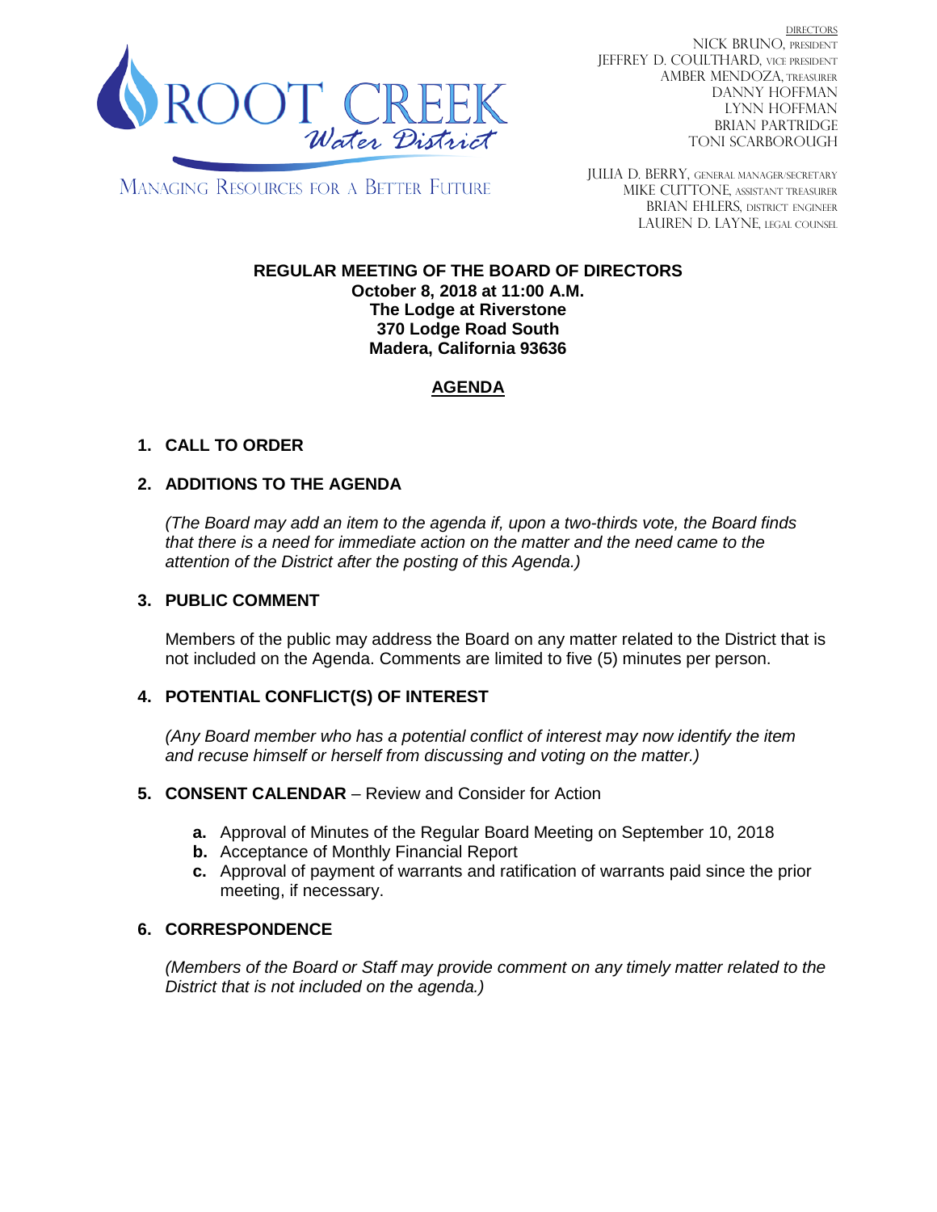ROOT CREEK Water District

MANAGING RESOURCES FOR A BETTER FUTURE

DIRECTORS
NICK BRUNO, PRESIDENT
JEFFREY D. COULTHARD, VICE PRESIDENT
AMBER MENDOZA, TREASURER
DANNY HOFFMAN
LYNN HOFFMAN
BRIAN PARTRIDGE
TONI SCARBOROUGH

JULIA D. BERRY, GENERAL MANAGER/SECRETARY
MIKE CUTTONE, ASSISTANT TREASURER
BRIAN EHLERS, DISTRICT ENGINEER
LAUREN D. LAYNE, LEGAL COUNSEL

**REGULAR MEETING OF THE BOARD OF DIRECTORS**
**October 8, 2018 at 11:00 A.M.**
**The Lodge at Riverstone**
**370 Lodge Road South**
**Madera, California 93636**

## AGENDA

### 1. CALL TO ORDER

### 2. ADDITIONS TO THE AGENDA

*(The Board may add an item to the agenda if, upon a two-thirds vote, the Board finds that there is a need for immediate action on the matter and the need came to the attention of the District after the posting of this Agenda.)*

### 3. PUBLIC COMMENT

Members of the public may address the Board on any matter related to the District that is not included on the Agenda. Comments are limited to five (5) minutes per person.

### 4. POTENTIAL CONFLICT(S) OF INTEREST

*(Any Board member who has a potential conflict of interest may now identify the item and recuse himself or herself from discussing and voting on the matter.)*

### 5. CONSENT CALENDAR – Review and Consider for Action

- **a.** Approval of Minutes of the Regular Board Meeting on September 10, 2018
- **b.** Acceptance of Monthly Financial Report
- **c.** Approval of payment of warrants and ratification of warrants paid since the prior meeting, if necessary.

### 6. CORRESPONDENCE

*(Members of the Board or Staff may provide comment on any timely matter related to the District that is not included on the agenda.)*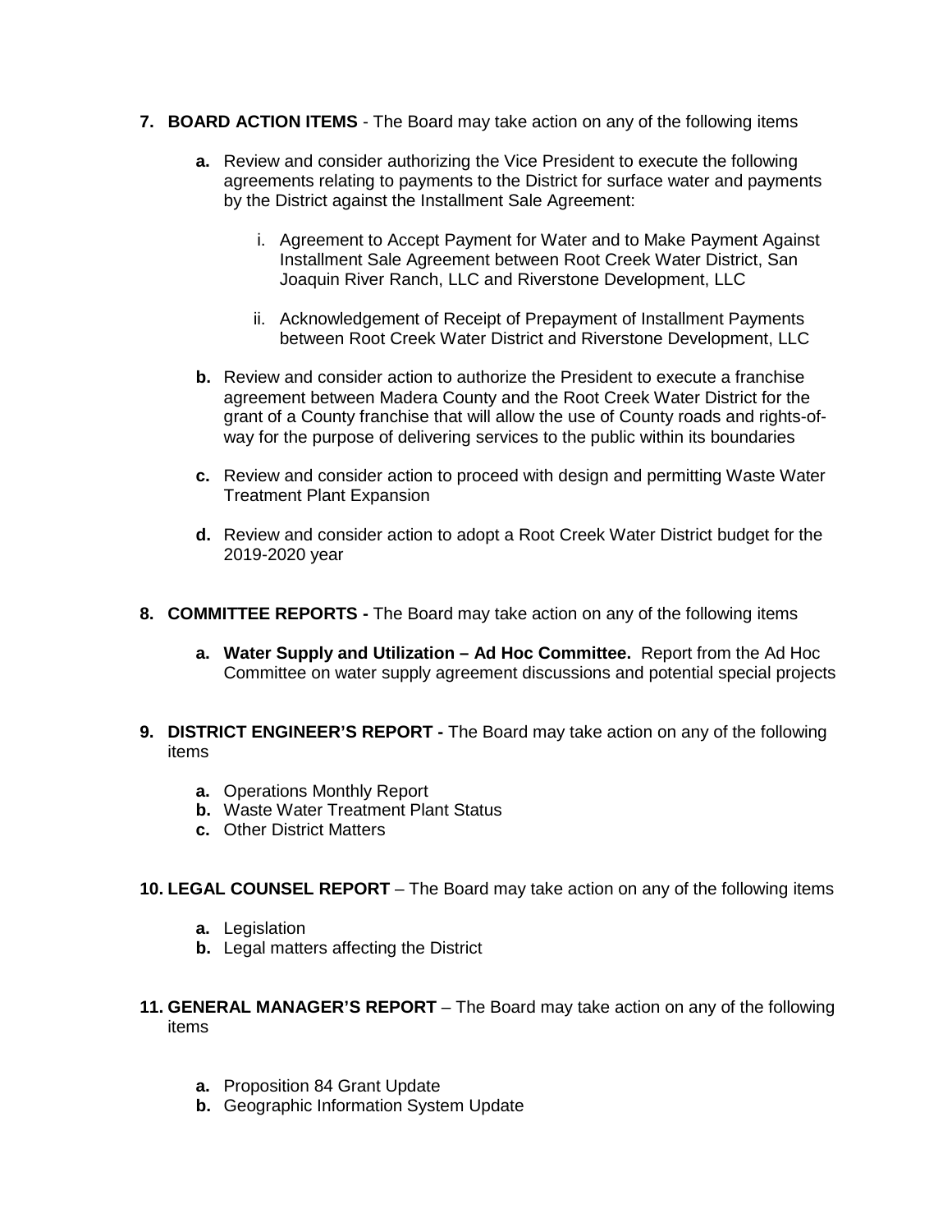7. **BOARD ACTION ITEMS** - The Board may take action on any of the following items

   **a.** Review and consider authorizing the Vice President to execute the following agreements relating to payments to the District for surface water and payments by the District against the Installment Sale Agreement:

      i. Agreement to Accept Payment for Water and to Make Payment Against Installment Sale Agreement between Root Creek Water District, San Joaquin River Ranch, LLC and Riverstone Development, LLC

      ii. Acknowledgement of Receipt of Prepayment of Installment Payments between Root Creek Water District and Riverstone Development, LLC

   **b.** Review and consider action to authorize the President to execute a franchise agreement between Madera County and the Root Creek Water District for the grant of a County franchise that will allow the use of County roads and rights-of-way for the purpose of delivering services to the public within its boundaries

   **c.** Review and consider action to proceed with design and permitting Waste Water Treatment Plant Expansion

   **d.** Review and consider action to adopt a Root Creek Water District budget for the 2019-2020 year

8. **COMMITTEE REPORTS -** The Board may take action on any of the following items

   **a. Water Supply and Utilization – Ad Hoc Committee.** Report from the Ad Hoc Committee on water supply agreement discussions and potential special projects

9. **DISTRICT ENGINEER'S REPORT -** The Board may take action on any of the following items

   **a.** Operations Monthly Report
   **b.** Waste Water Treatment Plant Status
   **c.** Other District Matters

10. **LEGAL COUNSEL REPORT** – The Board may take action on any of the following items

   **a.** Legislation
   **b.** Legal matters affecting the District

11. **GENERAL MANAGER'S REPORT** – The Board may take action on any of the following items

   **a.** Proposition 84 Grant Update
   **b.** Geographic Information System Update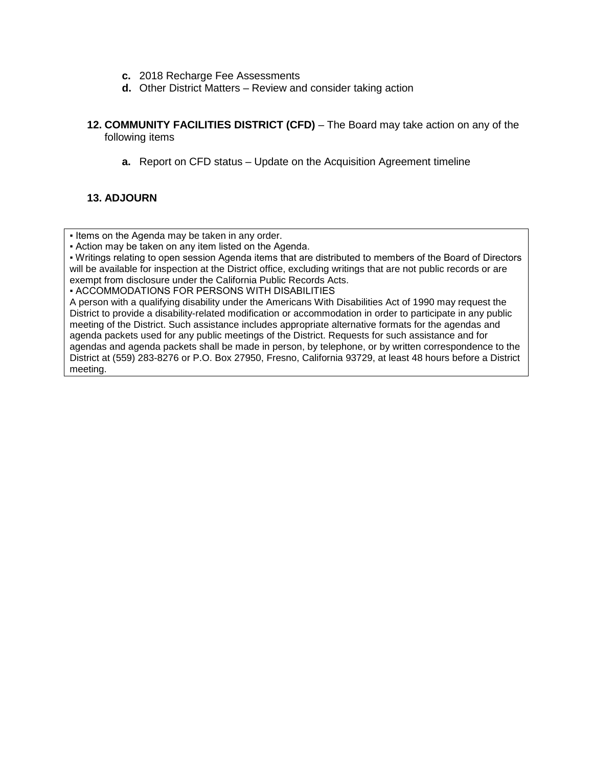c. 2018 Recharge Fee Assessments
d. Other District Matters – Review and consider taking action

**12. COMMUNITY FACILITIES DISTRICT (CFD)** – The Board may take action on any of the following items

a. Report on CFD status – Update on the Acquisition Agreement timeline

**13. ADJOURN**

▪ Items on the Agenda may be taken in any order.
▪ Action may be taken on any item listed on the Agenda.
▪ Writings relating to open session Agenda items that are distributed to members of the Board of Directors will be available for inspection at the District office, excluding writings that are not public records or are exempt from disclosure under the California Public Records Acts.
▪ ACCOMMODATIONS FOR PERSONS WITH DISABILITIES
A person with a qualifying disability under the Americans With Disabilities Act of 1990 may request the District to provide a disability-related modification or accommodation in order to participate in any public meeting of the District. Such assistance includes appropriate alternative formats for the agendas and agenda packets used for any public meetings of the District. Requests for such assistance and for agendas and agenda packets shall be made in person, by telephone, or by written correspondence to the District at (559) 283-8276 or P.O. Box 27950, Fresno, California 93729, at least 48 hours before a District meeting.